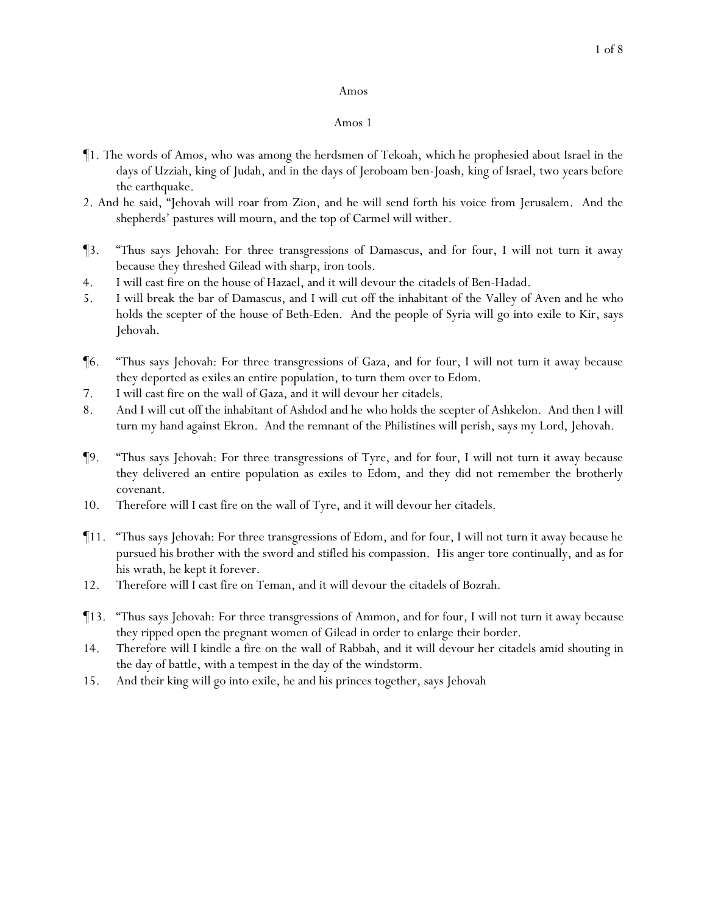# Amos

## Amos 1

¶1. The words of Amos, who was among the herdsmen of Tekoah, which he prophesied about Israel in the days of Uzziah, king of Judah, and in the days of Jeroboam ben-Joash, king of Israel, two years before the earthquake.

2. And he said, "Jehovah will roar from Zion, and he will send forth his voice from Jerusalem. And the shepherds' pastures will mourn, and the top of Carmel will wither.

¶3. "Thus says Jehovah: For three transgressions of Damascus, and for four, I will not turn it away because they threshed Gilead with sharp, iron tools.

4. I will cast fire on the house of Hazael, and it will devour the citadels of Ben-Hadad.

5. I will break the bar of Damascus, and I will cut off the inhabitant of the Valley of Aven and he who holds the scepter of the house of Beth-Eden. And the people of Syria will go into exile to Kir, says Jehovah.

¶6. "Thus says Jehovah: For three transgressions of Gaza, and for four, I will not turn it away because they deported as exiles an entire population, to turn them over to Edom.

7. I will cast fire on the wall of Gaza, and it will devour her citadels.

8. And I will cut off the inhabitant of Ashdod and he who holds the scepter of Ashkelon. And then I will turn my hand against Ekron. And the remnant of the Philistines will perish, says my Lord, Jehovah.

¶9. "Thus says Jehovah: For three transgressions of Tyre, and for four, I will not turn it away because they delivered an entire population as exiles to Edom, and they did not remember the brotherly covenant.

10. Therefore will I cast fire on the wall of Tyre, and it will devour her citadels.

¶11. "Thus says Jehovah: For three transgressions of Edom, and for four, I will not turn it away because he pursued his brother with the sword and stifled his compassion. His anger tore continually, and as for his wrath, he kept it forever.

12. Therefore will I cast fire on Teman, and it will devour the citadels of Bozrah.

¶13. "Thus says Jehovah: For three transgressions of Ammon, and for four, I will not turn it away because they ripped open the pregnant women of Gilead in order to enlarge their border.

14. Therefore will I kindle a fire on the wall of Rabbah, and it will devour her citadels amid shouting in the day of battle, with a tempest in the day of the windstorm.

15. And their king will go into exile, he and his princes together, says Jehovah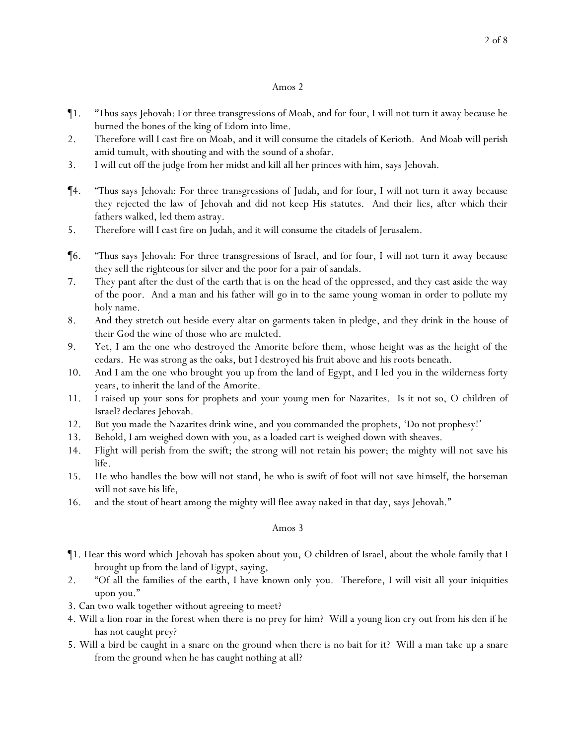## Amos 2

¶1. "Thus says Jehovah: For three transgressions of Moab, and for four, I will not turn it away because he burned the bones of the king of Edom into lime.

2. Therefore will I cast fire on Moab, and it will consume the citadels of Kerioth. And Moab will perish amid tumult, with shouting and with the sound of a shofar.

3. I will cut off the judge from her midst and kill all her princes with him, says Jehovah.

¶4. "Thus says Jehovah: For three transgressions of Judah, and for four, I will not turn it away because they rejected the law of Jehovah and did not keep His statutes. And their lies, after which their fathers walked, led them astray.

5. Therefore will I cast fire on Judah, and it will consume the citadels of Jerusalem.

¶6. "Thus says Jehovah: For three transgressions of Israel, and for four, I will not turn it away because they sell the righteous for silver and the poor for a pair of sandals.

7. They pant after the dust of the earth that is on the head of the oppressed, and they cast aside the way of the poor. And a man and his father will go in to the same young woman in order to pollute my holy name.

8. And they stretch out beside every altar on garments taken in pledge, and they drink in the house of their God the wine of those who are mulcted.

9. Yet, I am the one who destroyed the Amorite before them, whose height was as the height of the cedars. He was strong as the oaks, but I destroyed his fruit above and his roots beneath.

10. And I am the one who brought you up from the land of Egypt, and I led you in the wilderness forty years, to inherit the land of the Amorite.

11. I raised up your sons for prophets and your young men for Nazarites. Is it not so, O children of Israel? declares Jehovah.

12. But you made the Nazarites drink wine, and you commanded the prophets, 'Do not prophesy!'

13. Behold, I am weighed down with you, as a loaded cart is weighed down with sheaves.

14. Flight will perish from the swift; the strong will not retain his power; the mighty will not save his life.

15. He who handles the bow will not stand, he who is swift of foot will not save himself, the horseman will not save his life,

16. and the stout of heart among the mighty will flee away naked in that day, says Jehovah."

## Amos 3

¶1. Hear this word which Jehovah has spoken about you, O children of Israel, about the whole family that I brought up from the land of Egypt, saying,

2. "Of all the families of the earth, I have known only you. Therefore, I will visit all your iniquities upon you."

3. Can two walk together without agreeing to meet?

4. Will a lion roar in the forest when there is no prey for him? Will a young lion cry out from his den if he has not caught prey?

5. Will a bird be caught in a snare on the ground when there is no bait for it? Will a man take up a snare from the ground when he has caught nothing at all?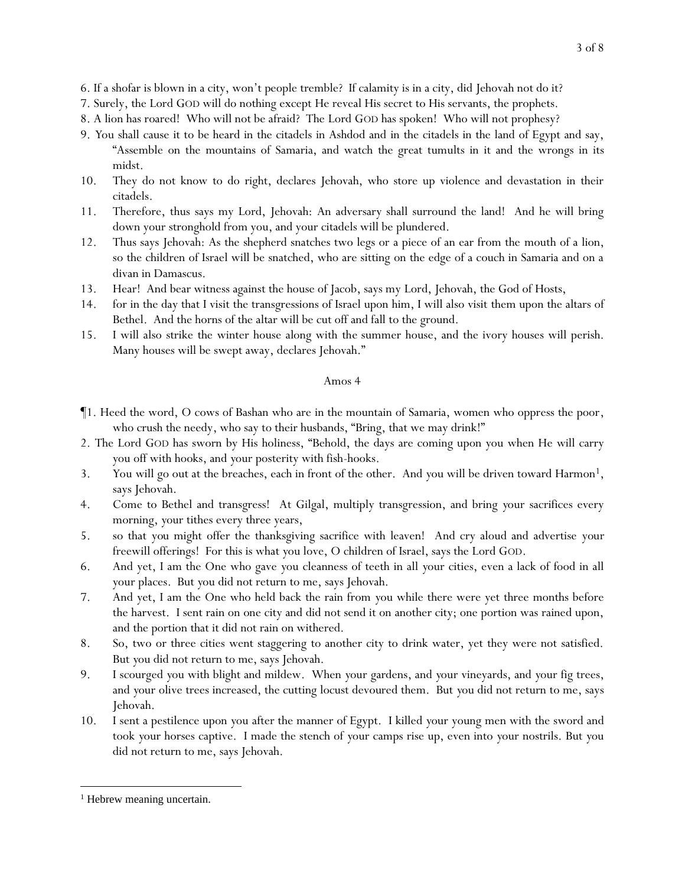6. If a shofar is blown in a city, won't people tremble? If calamity is in a city, did Jehovah not do it?
7. Surely, the Lord GOD will do nothing except He reveal His secret to His servants, the prophets.
8. A lion has roared! Who will not be afraid? The Lord GOD has spoken! Who will not prophesy?
9. You shall cause it to be heard in the citadels in Ashdod and in the citadels in the land of Egypt and say, "Assemble on the mountains of Samaria, and watch the great tumults in it and the wrongs in its midst.
10. They do not know to do right, declares Jehovah, who store up violence and devastation in their citadels.
11. Therefore, thus says my Lord, Jehovah: An adversary shall surround the land! And he will bring down your stronghold from you, and your citadels will be plundered.
12. Thus says Jehovah: As the shepherd snatches two legs or a piece of an ear from the mouth of a lion, so the children of Israel will be snatched, who are sitting on the edge of a couch in Samaria and on a divan in Damascus.
13. Hear! And bear witness against the house of Jacob, says my Lord, Jehovah, the God of Hosts,
14. for in the day that I visit the transgressions of Israel upon him, I will also visit them upon the altars of Bethel. And the horns of the altar will be cut off and fall to the ground.
15. I will also strike the winter house along with the summer house, and the ivory houses will perish. Many houses will be swept away, declares Jehovah."

## Amos 4

¶1. Heed the word, O cows of Bashan who are in the mountain of Samaria, women who oppress the poor, who crush the needy, who say to their husbands, "Bring, that we may drink!"
2. The Lord GOD has sworn by His holiness, "Behold, the days are coming upon you when He will carry you off with hooks, and your posterity with fish-hooks.
3. You will go out at the breaches, each in front of the other. And you will be driven toward Harmon[1], says Jehovah.
4. Come to Bethel and transgress! At Gilgal, multiply transgression, and bring your sacrifices every morning, your tithes every three years,
5. so that you might offer the thanksgiving sacrifice with leaven! And cry aloud and advertise your freewill offerings! For this is what you love, O children of Israel, says the Lord GOD.
6. And yet, I am the One who gave you cleanness of teeth in all your cities, even a lack of food in all your places. But you did not return to me, says Jehovah.
7. And yet, I am the One who held back the rain from you while there were yet three months before the harvest. I sent rain on one city and did not send it on another city; one portion was rained upon, and the portion that it did not rain on withered.
8. So, two or three cities went staggering to another city to drink water, yet they were not satisfied. But you did not return to me, says Jehovah.
9. I scourged you with blight and mildew. When your gardens, and your vineyards, and your fig trees, and your olive trees increased, the cutting locust devoured them. But you did not return to me, says Jehovah.
10. I sent a pestilence upon you after the manner of Egypt. I killed your young men with the sword and took your horses captive. I made the stench of your camps rise up, even into your nostrils. But you did not return to me, says Jehovah.

---

[1] Hebrew meaning uncertain.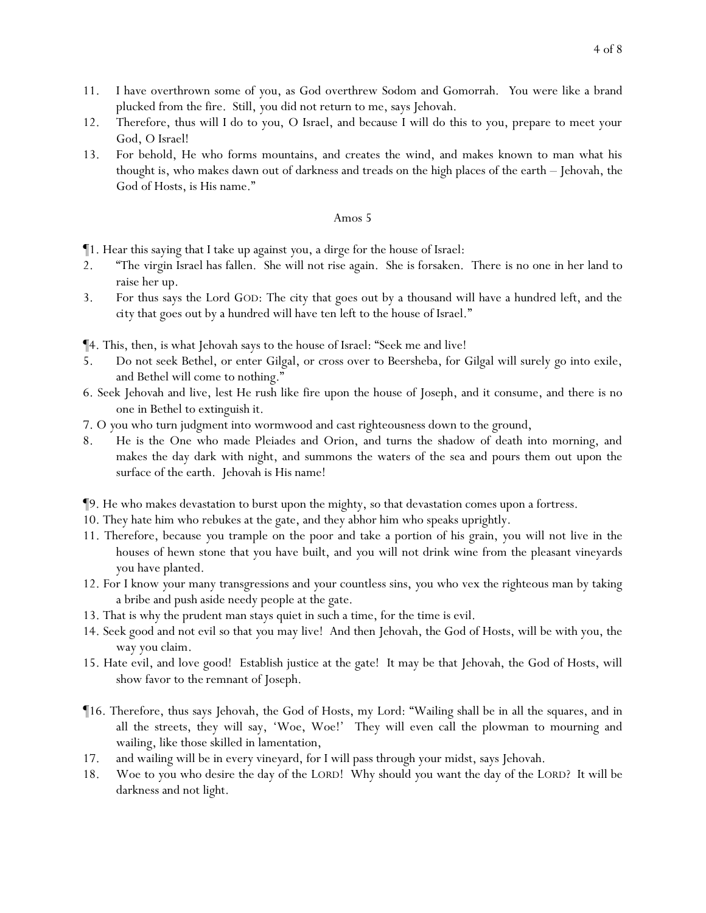11. I have overthrown some of you, as God overthrew Sodom and Gomorrah. You were like a brand plucked from the fire. Still, you did not return to me, says Jehovah.
12. Therefore, thus will I do to you, O Israel, and because I will do this to you, prepare to meet your God, O Israel!
13. For behold, He who forms mountains, and creates the wind, and makes known to man what his thought is, who makes dawn out of darkness and treads on the high places of the earth – Jehovah, the God of Hosts, is His name."

## Amos 5

¶1. Hear this saying that I take up against *y*ou, a dirge for the house of Israel:
2. "The virgin Israel has fallen. She will not rise again. She is forsaken. There is no one in her land to raise her up.
3. For thus says the Lord GOD: The city that goes out by a thousand will have a hundred left, and the city that goes out by a hundred will have ten left to the house of Israel."

¶4. This, then, is what Jehovah says to the house of Israel: "Seek me and live!
5. Do not seek Bethel, or enter Gilgal, or cross over to Beersheba, for Gilgal will surely go into exile, and Bethel will come to nothing."
6. Seek Jehovah and live, lest He rush like fire upon the house of Joseph, and it consume, and there is no one in Bethel to extinguish it.
7. O *y*ou who turn judgment into wormwood and cast righteousness down to the ground,
8. He is the One who made Pleiades and Orion, and turns the shadow of death into morning, and makes the day dark with night, and summons the waters of the sea and pours them out upon the surface of the earth. Jehovah is His name!

¶9. He who makes devastation to burst upon the mighty, so that devastation comes upon a fortress.
10. They hate him who rebukes at the gate, and they abhor him who speaks uprightly.
11. Therefore, because *y*ou trample on the poor and take a portion of his grain, *y*ou will not live in the houses of hewn stone that *y*ou have built, and *y*ou will not drink wine from the pleasant vineyards *y*ou have planted.
12. For I know *y*our many transgressions and *y*our countless sins, *y*ou who vex the righteous man by taking a bribe and push aside needy people at the gate.
13. That is why the prudent man stays quiet in such a time, for the time is evil.
14. Seek good and not evil so that *y*ou may live! And then Jehovah, the God of Hosts, will be with *y*ou, the way *y*ou claim.
15. Hate evil, and love good! Establish justice at the gate! It may be that Jehovah, the God of Hosts, will show favor to the remnant of Joseph.

¶16. Therefore, thus says Jehovah, the God of Hosts, my Lord: "Wailing shall be in all the squares, and in all the streets, they will say, 'Woe, Woe!' They will even call the plowman to mourning and wailing, like those skilled in lamentation,
17. and wailing will be in every vineyard, for I will pass through *y*our midst, says Jehovah.
18. Woe to *y*ou who desire the day of the LORD! Why should *y*ou want the day of the LORD? It will be darkness and not light.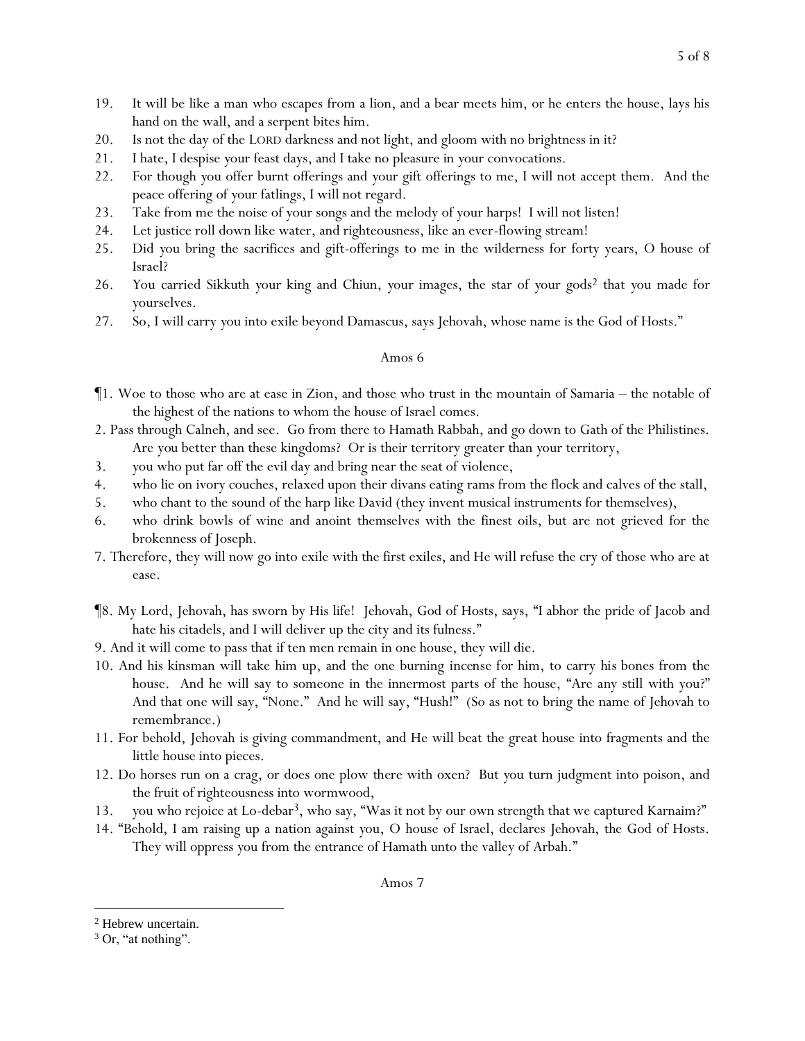19. It will be like a man who escapes from a lion, and a bear meets him, or he enters the house, lays his hand on the wall, and a serpent bites him.
20. Is not the day of the LORD darkness and not light, and gloom with no brightness in it?
21. I hate, I despise your feast days, and I take no pleasure in your convocations.
22. For though you offer burnt offerings and your gift offerings to me, I will not accept them. And the peace offering of your fatlings, I will not regard.
23. Take from me the noise of your songs and the melody of your harps! I will not listen!
24. Let justice roll down like water, and righteousness, like an ever-flowing stream!
25. Did you bring the sacrifices and gift-offerings to me in the wilderness for forty years, O house of Israel?
26. You carried Sikkuth your king and Chiun, your images, the star of your gods[2] that you made for yourselves.
27. So, I will carry you into exile beyond Damascus, says Jehovah, whose name is the God of Hosts."

## Amos 6

¶1. Woe to those who are at ease in Zion, and those who trust in the mountain of Samaria – the notable of the highest of the nations to whom the house of Israel comes.
2. Pass through Calneh, and see. Go from there to Hamath Rabbah, and go down to Gath of the Philistines. Are you better than these kingdoms? Or is their territory greater than your territory,
3. you who put far off the evil day and bring near the seat of violence,
4. who lie on ivory couches, relaxed upon their divans eating rams from the flock and calves of the stall,
5. who chant to the sound of the harp like David (they invent musical instruments for themselves),
6. who drink bowls of wine and anoint themselves with the finest oils, but are not grieved for the brokenness of Joseph.
7. Therefore, they will now go into exile with the first exiles, and He will refuse the cry of those who are at ease.

¶8. My Lord, Jehovah, has sworn by His life! Jehovah, God of Hosts, says, "I abhor the pride of Jacob and hate his citadels, and I will deliver up the city and its fulness."
9. And it will come to pass that if ten men remain in one house, they will die.
10. And his kinsman will take him up, and the one burning incense for him, to carry his bones from the house. And he will say to someone in the innermost parts of the house, "Are any still with you?" And that one will say, "None." And he will say, "Hush!" (So as not to bring the name of Jehovah to remembrance.)
11. For behold, Jehovah is giving commandment, and He will beat the great house into fragments and the little house into pieces.
12. Do horses run on a crag, or does one plow there with oxen? But you turn judgment into poison, and the fruit of righteousness into wormwood,
13. you who rejoice at Lo-debar[3], who say, "Was it not by our own strength that we captured Karnaim?"
14. "Behold, I am raising up a nation against you, O house of Israel, declares Jehovah, the God of Hosts. They will oppress you from the entrance of Hamath unto the valley of Arbah."

## Amos 7

[2] Hebrew uncertain.

[3] Or, "at nothing".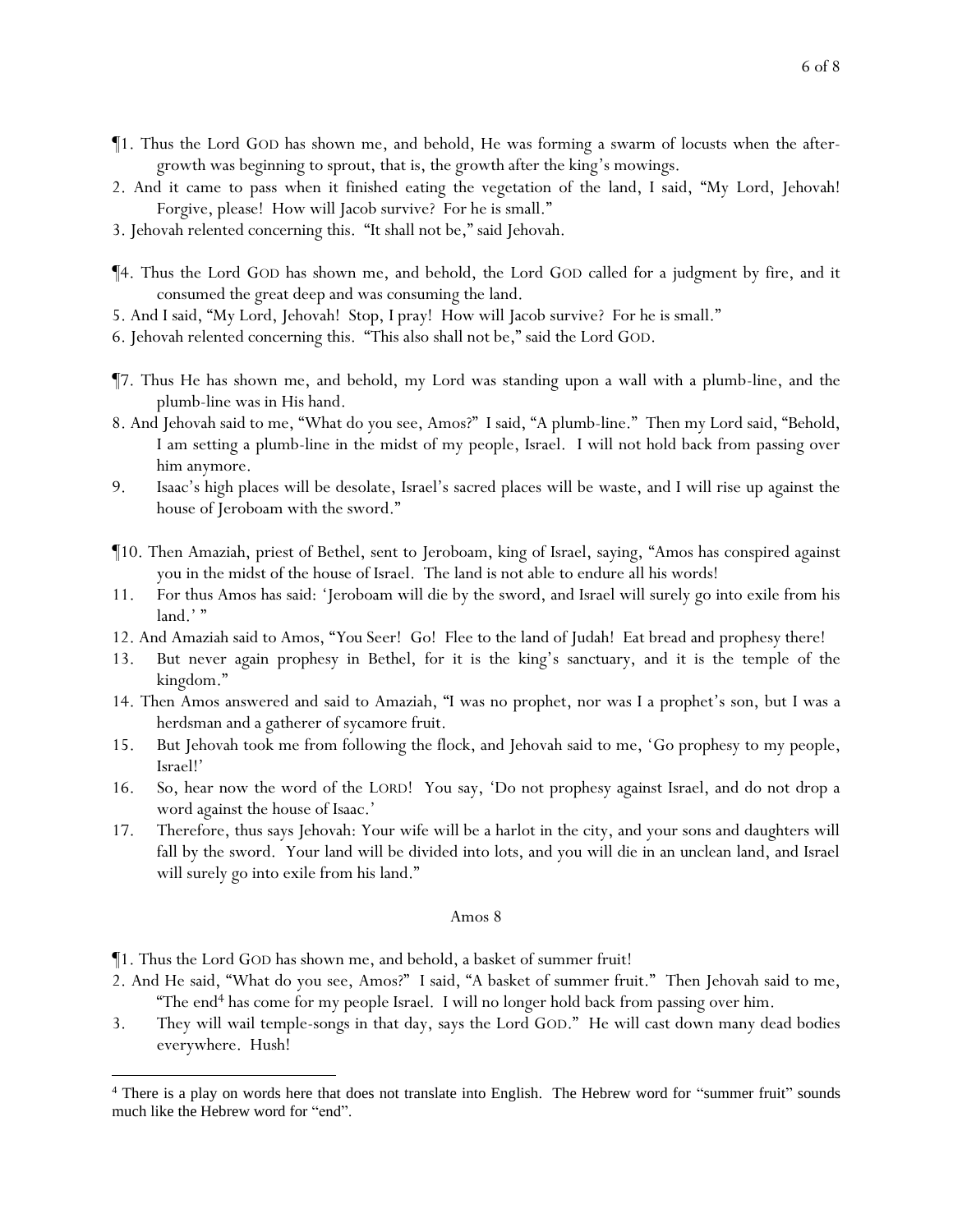¶1. Thus the Lord GOD has shown me, and behold, He was forming a swarm of locusts when the after-growth was beginning to sprout, that is, the growth after the king's mowings.

2. And it came to pass when it finished eating the vegetation of the land, I said, "My Lord, Jehovah! Forgive, please! How will Jacob survive? For he is small."

3. Jehovah relented concerning this. "It shall not be," said Jehovah.

¶4. Thus the Lord GOD has shown me, and behold, the Lord GOD called for a judgment by fire, and it consumed the great deep and was consuming the land.

5. And I said, "My Lord, Jehovah! Stop, I pray! How will Jacob survive? For he is small."

6. Jehovah relented concerning this. "This also shall not be," said the Lord GOD.

¶7. Thus He has shown me, and behold, my Lord was standing upon a wall with a plumb-line, and the plumb-line was in His hand.

8. And Jehovah said to me, "What do you see, Amos?" I said, "A plumb-line." Then my Lord said, "Behold, I am setting a plumb-line in the midst of my people, Israel. I will not hold back from passing over him anymore.

9. Isaac's high places will be desolate, Israel's sacred places will be waste, and I will rise up against the house of Jeroboam with the sword."

¶10. Then Amaziah, priest of Bethel, sent to Jeroboam, king of Israel, saying, "Amos has conspired against you in the midst of the house of Israel. The land is not able to endure all his words!

11. For thus Amos has said: 'Jeroboam will die by the sword, and Israel will surely go into exile from his land.' "

12. And Amaziah said to Amos, "You Seer! Go! Flee to the land of Judah! Eat bread and prophesy there!

13. But never again prophesy in Bethel, for it is the king's sanctuary, and it is the temple of the kingdom."

14. Then Amos answered and said to Amaziah, "I was no prophet, nor was I a prophet's son, but I was a herdsman and a gatherer of sycamore fruit.

15. But Jehovah took me from following the flock, and Jehovah said to me, 'Go prophesy to my people, Israel!'

16. So, hear now the word of the LORD! You say, 'Do not prophesy against Israel, and do not drop a word against the house of Isaac.'

17. Therefore, thus says Jehovah: Your wife will be a harlot in the city, and your sons and daughters will fall by the sword. Your land will be divided into lots, and you will die in an unclean land, and Israel will surely go into exile from his land."

## Amos 8

¶1. Thus the Lord GOD has shown me, and behold, a basket of summer fruit!

2. And He said, "What do you see, Amos?" I said, "A basket of summer fruit." Then Jehovah said to me, "The end[4] has come for my people Israel. I will no longer hold back from passing over him.

3. They will wail temple-songs in that day, says the Lord GOD." He will cast down many dead bodies everywhere. Hush!

---

[4] There is a play on words here that does not translate into English. The Hebrew word for "summer fruit" sounds much like the Hebrew word for "end".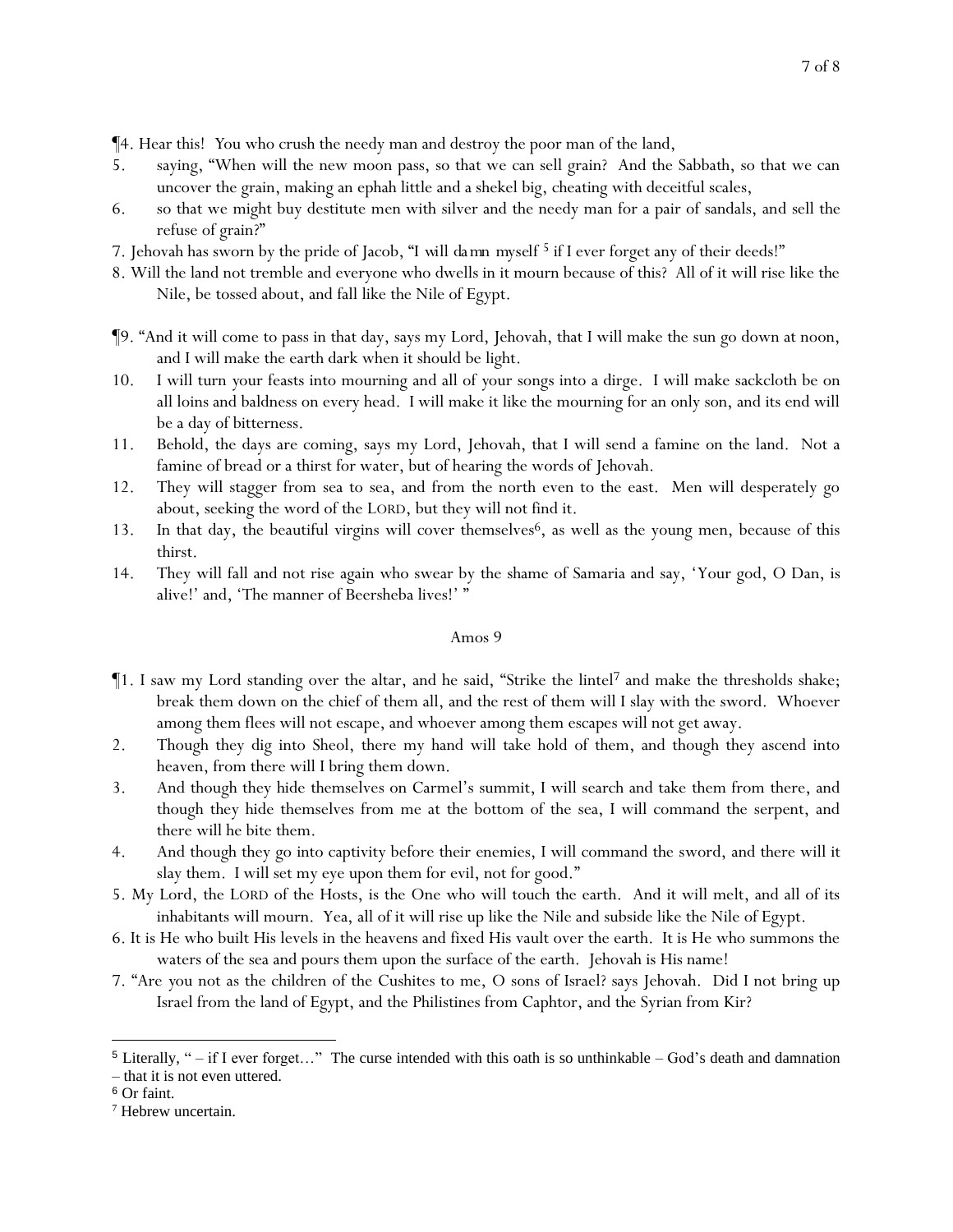¶4. Hear this! You who crush the needy man and destroy the poor man of the land,

5. saying, "When will the new moon pass, so that we can sell grain? And the Sabbath, so that we can uncover the grain, making an ephah little and a shekel big, cheating with deceitful scales,

6. so that we might buy destitute men with silver and the needy man for a pair of sandals, and sell the refuse of grain?"

7. Jehovah has sworn by the pride of Jacob, "I will damn myself [5] if I ever forget any of their deeds!"

8. Will the land not tremble and everyone who dwells in it mourn because of this? All of it will rise like the Nile, be tossed about, and fall like the Nile of Egypt.

¶9. "And it will come to pass in that day, says my Lord, Jehovah, that I will make the sun go down at noon, and I will make the earth dark when it should be light.

10. I will turn your feasts into mourning and all of your songs into a dirge. I will make sackcloth be on all loins and baldness on every head. I will make it like the mourning for an only son, and its end will be a day of bitterness.

11. Behold, the days are coming, says my Lord, Jehovah, that I will send a famine on the land. Not a famine of bread or a thirst for water, but of hearing the words of Jehovah.

12. They will stagger from sea to sea, and from the north even to the east. Men will desperately go about, seeking the word of the LORD, but they will not find it.

13. In that day, the beautiful virgins will cover themselves[6], as well as the young men, because of this thirst.

14. They will fall and not rise again who swear by the shame of Samaria and say, 'Your god, O Dan, is alive!' and, 'The manner of Beersheba lives!' "

## Amos 9

¶1. I saw my Lord standing over the altar, and he said, "Strike the lintel[7] and make the thresholds shake; break them down on the chief of them all, and the rest of them will I slay with the sword. Whoever among them flees will not escape, and whoever among them escapes will not get away.

2. Though they dig into Sheol, there my hand will take hold of them, and though they ascend into heaven, from there will I bring them down.

3. And though they hide themselves on Carmel's summit, I will search and take them from there, and though they hide themselves from me at the bottom of the sea, I will command the serpent, and there will he bite them.

4. And though they go into captivity before their enemies, I will command the sword, and there will it slay them. I will set my eye upon them for evil, not for good."

5. My Lord, the LORD of the Hosts, is the One who will touch the earth. And it will melt, and all of its inhabitants will mourn. Yea, all of it will rise up like the Nile and subside like the Nile of Egypt.

6. It is He who built His levels in the heavens and fixed His vault over the earth. It is He who summons the waters of the sea and pours them upon the surface of the earth. Jehovah is His name!

7. "Are you not as the children of the Cushites to me, O sons of Israel? says Jehovah. Did I not bring up Israel from the land of Egypt, and the Philistines from Caphtor, and the Syrian from Kir?

---

[5] Literally, " – if I ever forget…" The curse intended with this oath is so unthinkable – God's death and damnation – that it is not even uttered.

[6] Or faint.

[7] Hebrew uncertain.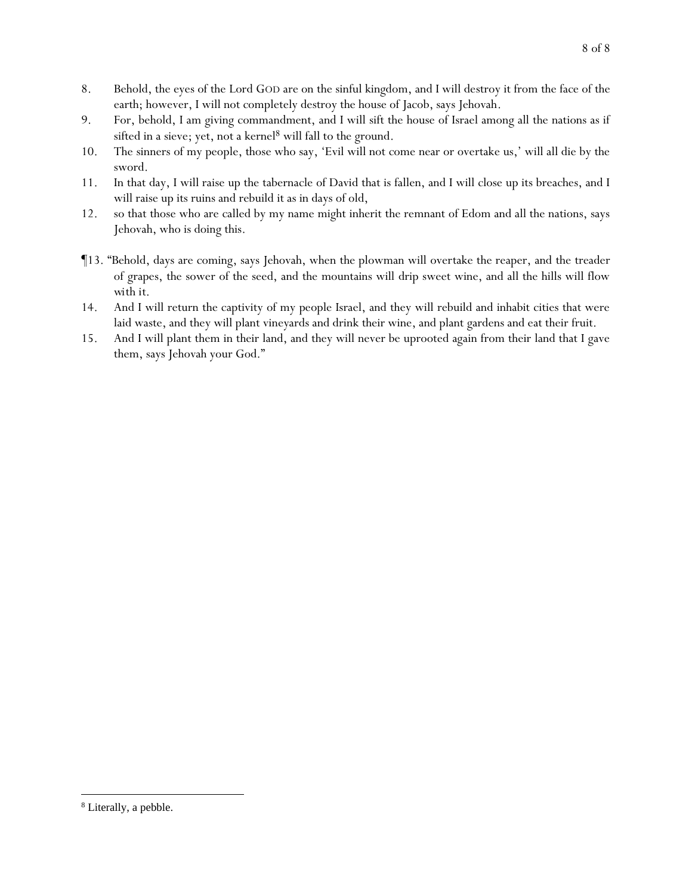8. Behold, the eyes of the Lord GOD are on the sinful kingdom, and I will destroy it from the face of the earth; however, I will not completely destroy the house of Jacob, says Jehovah.
9. For, behold, I am giving commandment, and I will sift the house of Israel among all the nations as if sifted in a sieve; yet, not a kernel[8] will fall to the ground.
10. The sinners of my people, those who say, 'Evil will not come near or overtake us,' will all die by the sword.
11. In that day, I will raise up the tabernacle of David that is fallen, and I will close up its breaches, and I will raise up its ruins and rebuild it as in days of old,
12. so that those who are called by my name might inherit the remnant of Edom and all the nations, says Jehovah, who is doing this.

¶13. "Behold, days are coming, says Jehovah, when the plowman will overtake the reaper, and the treader of grapes, the sower of the seed, and the mountains will drip sweet wine, and all the hills will flow with it.
14. And I will return the captivity of my people Israel, and they will rebuild and inhabit cities that were laid waste, and they will plant vineyards and drink their wine, and plant gardens and eat their fruit.
15. And I will plant them in their land, and they will never be uprooted again from their land that I gave them, says Jehovah your God."

---

[8] Literally, a pebble.